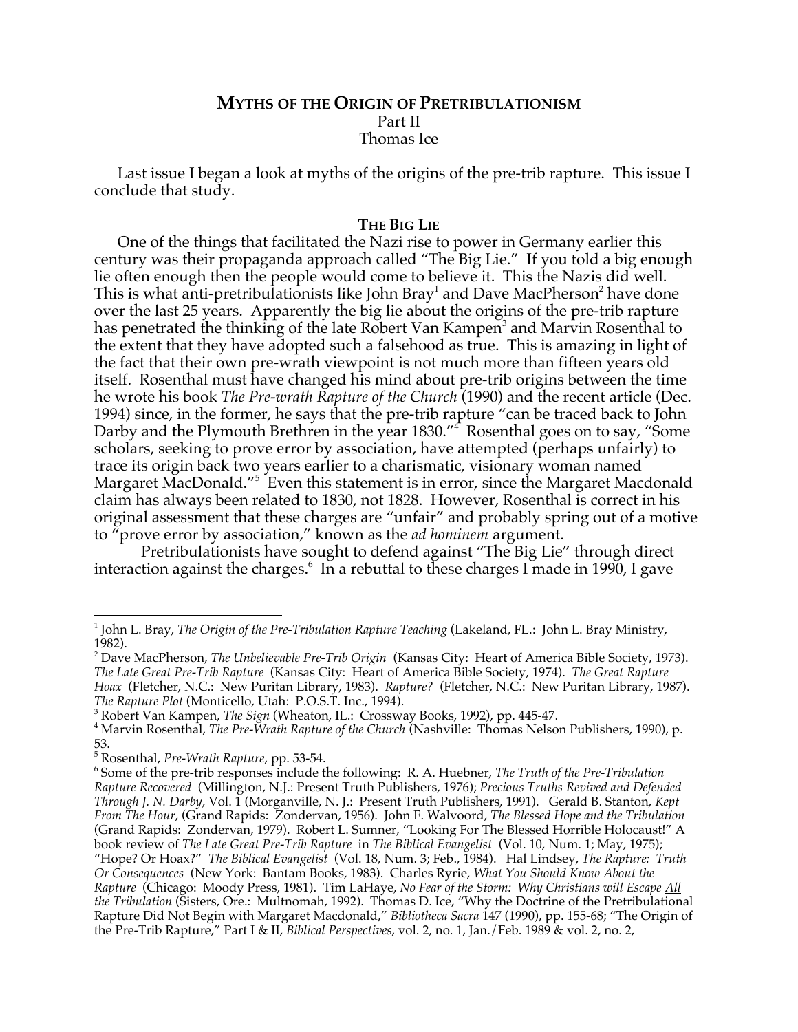# Myths of the Origin of Pretribulationism

Part II

Thomas Ice

Last issue I began a look at myths of the origins of the pre-trib rapture. This issue I conclude that study.

## The Big Lie

One of the things that facilitated the Nazi rise to power in Germany earlier this century was their propaganda approach called "The Big Lie." If you told a big enough lie often enough then the people would come to believe it. This the Nazis did well. This is what anti-pretribulationists like John Bray[1] and Dave MacPherson[2] have done over the last 25 years. Apparently the big lie about the origins of the pre-trib rapture has penetrated the thinking of the late Robert Van Kampen[3] and Marvin Rosenthal to the extent that they have adopted such a falsehood as true. This is amazing in light of the fact that their own pre-wrath viewpoint is not much more than fifteen years old itself. Rosenthal must have changed his mind about pre-trib origins between the time he wrote his book *The Pre-wrath Rapture of the Church* (1990) and the recent article (Dec. 1994) since, in the former, he says that the pre-trib rapture "can be traced back to John Darby and the Plymouth Brethren in the year 1830."[4] Rosenthal goes on to say, "Some scholars, seeking to prove error by association, have attempted (perhaps unfairly) to trace its origin back two years earlier to a charismatic, visionary woman named Margaret MacDonald."[5] Even this statement is in error, since the Margaret Macdonald claim has always been related to 1830, not 1828. However, Rosenthal is correct in his original assessment that these charges are "unfair" and probably spring out of a motive to "prove error by association," known as the *ad hominem* argument.

Pretribulationists have sought to defend against "The Big Lie" through direct interaction against the charges.[6] In a rebuttal to these charges I made in 1990, I gave

---

[1] John L. Bray, *The Origin of the Pre-Tribulation Rapture Teaching* (Lakeland, FL.: John L. Bray Ministry, 1982).

[2] Dave MacPherson, *The Unbelievable Pre-Trib Origin* (Kansas City: Heart of America Bible Society, 1973). *The Late Great Pre-Trib Rapture* (Kansas City: Heart of America Bible Society, 1974). *The Great Rapture Hoax* (Fletcher, N.C.: New Puritan Library, 1983). *Rapture?* (Fletcher, N.C.: New Puritan Library, 1987). *The Rapture Plot* (Monticello, Utah: P.O.S.T. Inc., 1994).

[3] Robert Van Kampen, *The Sign* (Wheaton, IL.: Crossway Books, 1992), pp. 445-47.

[4] Marvin Rosenthal, *The Pre-Wrath Rapture of the Church* (Nashville: Thomas Nelson Publishers, 1990), p. 53.

[5] Rosenthal, *Pre-Wrath Rapture*, pp. 53-54.

[6] Some of the pre-trib responses include the following: R. A. Huebner, *The Truth of the Pre-Tribulation Rapture Recovered* (Millington, N.J.: Present Truth Publishers, 1976); *Precious Truths Revived and Defended Through J. N. Darby*, Vol. 1 (Morganville, N. J.: Present Truth Publishers, 1991). Gerald B. Stanton, *Kept From The Hour*, (Grand Rapids: Zondervan, 1956). John F. Walvoord, *The Blessed Hope and the Tribulation* (Grand Rapids: Zondervan, 1979). Robert L. Sumner, "Looking For The Blessed Horrible Holocaust!" A book review of *The Late Great Pre-Trib Rapture* in *The Biblical Evangelist* (Vol. 10, Num. 1; May, 1975); "Hope? Or Hoax?" *The Biblical Evangelist* (Vol. 18, Num. 3; Feb., 1984). Hal Lindsey, *The Rapture: Truth Or Consequences* (New York: Bantam Books, 1983). Charles Ryrie, *What You Should Know About the Rapture* (Chicago: Moody Press, 1981). Tim LaHaye, *No Fear of the Storm: Why Christians will Escape All the Tribulation* (Sisters, Ore.: Multnomah, 1992). Thomas D. Ice, "Why the Doctrine of the Pretribulational Rapture Did Not Begin with Margaret Macdonald," *Bibliotheca Sacra* 147 (1990), pp. 155-68; "The Origin of the Pre-Trib Rapture," Part I & II, *Biblical Perspectives*, vol. 2, no. 1, Jan./Feb. 1989 & vol. 2, no. 2,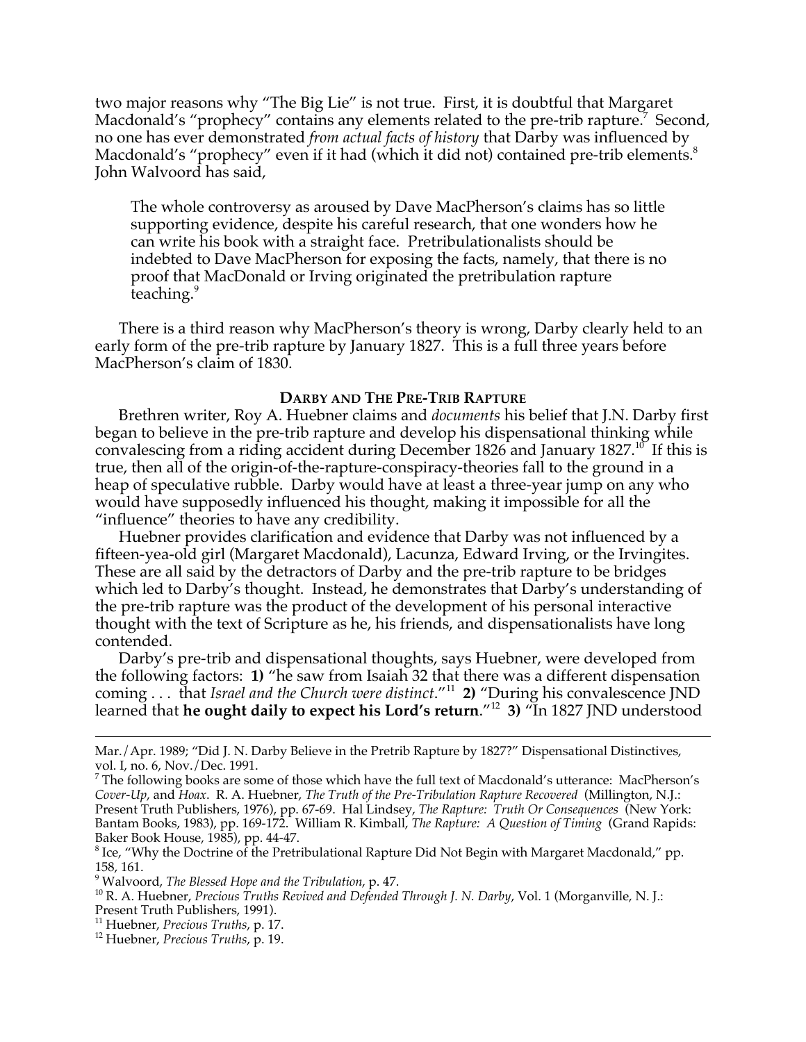two major reasons why "The Big Lie" is not true. First, it is doubtful that Margaret Macdonald's "prophecy" contains any elements related to the pre-trib rapture.[7] Second, no one has ever demonstrated *from actual facts of history* that Darby was influenced by Macdonald's "prophecy" even if it had (which it did not) contained pre-trib elements.[8] John Walvoord has said,

> The whole controversy as aroused by Dave MacPherson's claims has so little supporting evidence, despite his careful research, that one wonders how he can write his book with a straight face. Pretribulationalists should be indebted to Dave MacPherson for exposing the facts, namely, that there is no proof that MacDonald or Irving originated the pretribulation rapture teaching.[9]

There is a third reason why MacPherson's theory is wrong, Darby clearly held to an early form of the pre-trib rapture by January 1827. This is a full three years before MacPherson's claim of 1830.

## DARBY AND THE PRE-TRIB RAPTURE

Brethren writer, Roy A. Huebner claims and *documents* his belief that J.N. Darby first began to believe in the pre-trib rapture and develop his dispensational thinking while convalescing from a riding accident during December 1826 and January 1827.[10] If this is true, then all of the origin-of-the-rapture-conspiracy-theories fall to the ground in a heap of speculative rubble. Darby would have at least a three-year jump on any who would have supposedly influenced his thought, making it impossible for all the "influence" theories to have any credibility.

Huebner provides clarification and evidence that Darby was not influenced by a fifteen-yea-old girl (Margaret Macdonald), Lacunza, Edward Irving, or the Irvingites. These are all said by the detractors of Darby and the pre-trib rapture to be bridges which led to Darby's thought. Instead, he demonstrates that Darby's understanding of the pre-trib rapture was the product of the development of his personal interactive thought with the text of Scripture as he, his friends, and dispensationalists have long contended.

Darby's pre-trib and dispensational thoughts, says Huebner, were developed from the following factors: **1)** "he saw from Isaiah 32 that there was a different dispensation coming . . . that *Israel and the Church were distinct*."[11] **2)** "During his convalescence JND learned that **he ought daily to expect his Lord's return**."[12] **3)** "In 1827 JND understood

---

Mar./Apr. 1989; "Did J. N. Darby Believe in the Pretrib Rapture by 1827?" Dispensational Distinctives, vol. I, no. 6, Nov./Dec. 1991.

[7] The following books are some of those which have the full text of Macdonald's utterance: MacPherson's *Cover-Up*, and *Hoax*. R. A. Huebner, *The Truth of the Pre-Tribulation Rapture Recovered* (Millington, N.J.: Present Truth Publishers, 1976), pp. 67-69. Hal Lindsey, *The Rapture: Truth Or Consequences* (New York: Bantam Books, 1983), pp. 169-172. William R. Kimball, *The Rapture: A Question of Timing* (Grand Rapids: Baker Book House, 1985), pp. 44-47.

[8] Ice, "Why the Doctrine of the Pretribulational Rapture Did Not Begin with Margaret Macdonald," pp. 158, 161.

[9] Walvoord, *The Blessed Hope and the Tribulation*, p. 47.

[10] R. A. Huebner, *Precious Truths Revived and Defended Through J. N. Darby*, Vol. 1 (Morganville, N. J.: Present Truth Publishers, 1991).

[11] Huebner, *Precious Truths*, p. 17.

[12] Huebner, *Precious Truths*, p. 19.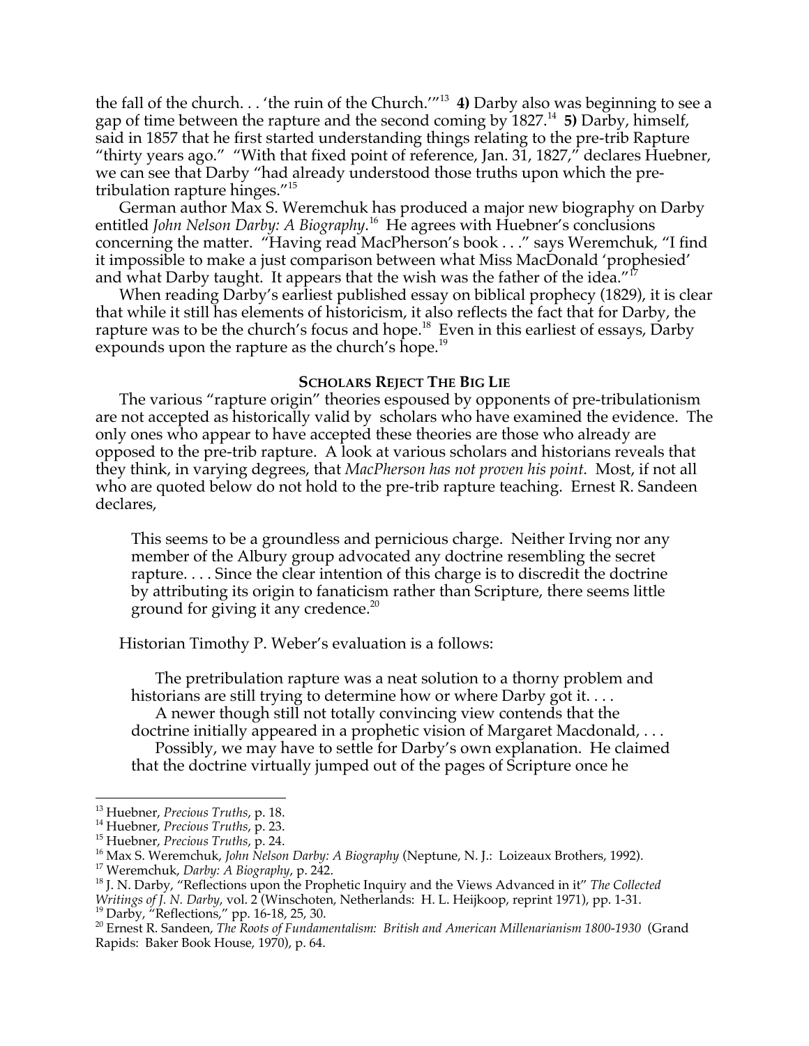the fall of the church. . . 'the ruin of the Church.'"[13] **4)** Darby also was beginning to see a gap of time between the rapture and the second coming by 1827.[14] **5)** Darby, himself, said in 1857 that he first started understanding things relating to the pre-trib Rapture "thirty years ago." "With that fixed point of reference, Jan. 31, 1827," declares Huebner, we can see that Darby "had already understood those truths upon which the pre-tribulation rapture hinges."[15]

German author Max S. Weremchuk has produced a major new biography on Darby entitled *John Nelson Darby: A Biography*.[16] He agrees with Huebner's conclusions concerning the matter. "Having read MacPherson's book . . ." says Weremchuk, "I find it impossible to make a just comparison between what Miss MacDonald 'prophesied' and what Darby taught. It appears that the wish was the father of the idea."[17]

When reading Darby's earliest published essay on biblical prophecy (1829), it is clear that while it still has elements of historicism, it also reflects the fact that for Darby, the rapture was to be the church's focus and hope.[18] Even in this earliest of essays, Darby expounds upon the rapture as the church's hope.[19]

### SCHOLARS REJECT THE BIG LIE

The various "rapture origin" theories espoused by opponents of pre-tribulationism are not accepted as historically valid by scholars who have examined the evidence. The only ones who appear to have accepted these theories are those who already are opposed to the pre-trib rapture. A look at various scholars and historians reveals that they think, in varying degrees, that *MacPherson has not proven his point.* Most, if not all who are quoted below do not hold to the pre-trib rapture teaching. Ernest R. Sandeen declares,

> This seems to be a groundless and pernicious charge. Neither Irving nor any member of the Albury group advocated any doctrine resembling the secret rapture. . . . Since the clear intention of this charge is to discredit the doctrine by attributing its origin to fanaticism rather than Scripture, there seems little ground for giving it any credence.[20]

Historian Timothy P. Weber's evaluation is a follows:

> The pretribulation rapture was a neat solution to a thorny problem and historians are still trying to determine how or where Darby got it. . . .
>
> A newer though still not totally convincing view contends that the doctrine initially appeared in a prophetic vision of Margaret Macdonald, . . .
>
> Possibly, we may have to settle for Darby's own explanation. He claimed that the doctrine virtually jumped out of the pages of Scripture once he

---

[13] Huebner, *Precious Truths*, p. 18.

[14] Huebner, *Precious Truths*, p. 23.

[15] Huebner, *Precious Truths*, p. 24.

[16] Max S. Weremchuk, *John Nelson Darby: A Biography* (Neptune, N. J.: Loizeaux Brothers, 1992).

[17] Weremchuk, *Darby: A Biography*, p. 242.

[18] J. N. Darby, "Reflections upon the Prophetic Inquiry and the Views Advanced in it" *The Collected Writings of J. N. Darby*, vol. 2 (Winschoten, Netherlands: H. L. Heijkoop, reprint 1971), pp. 1-31.

[19] Darby, "Reflections," pp. 16-18, 25, 30.

[20] Ernest R. Sandeen, *The Roots of Fundamentalism: British and American Millenarianism 1800-1930* (Grand Rapids: Baker Book House, 1970), p. 64.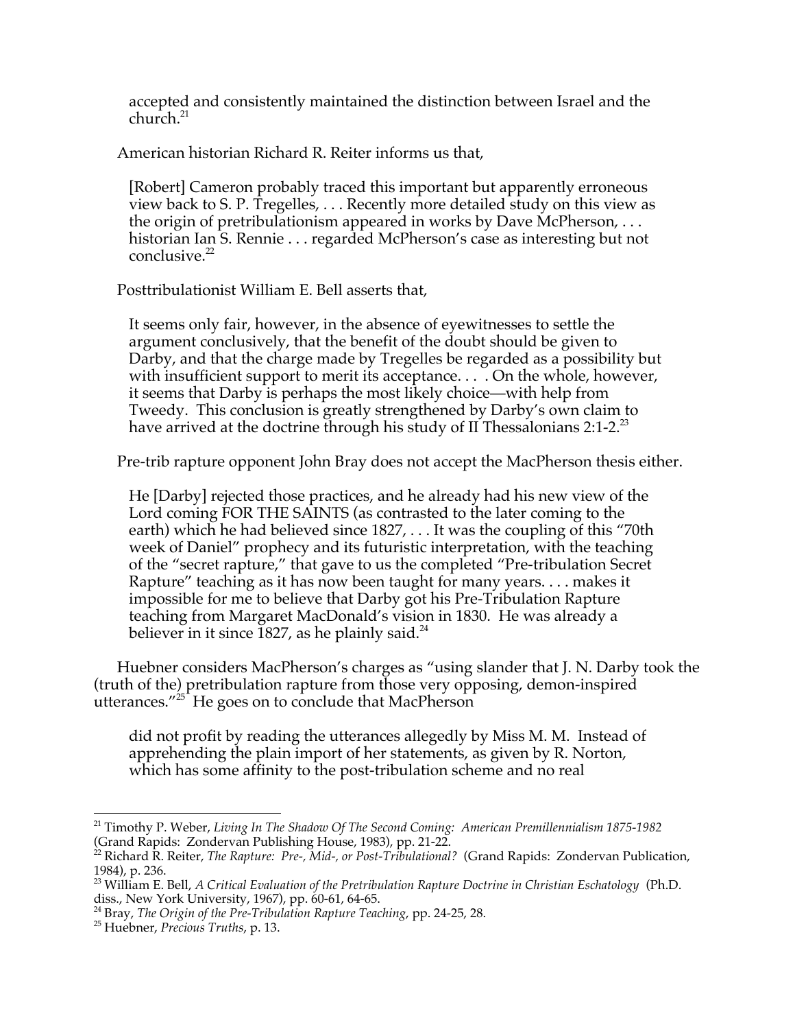> accepted and consistently maintained the distinction between Israel and the church.[21]

American historian Richard R. Reiter informs us that,

> [Robert] Cameron probably traced this important but apparently erroneous view back to S. P. Tregelles, . . . Recently more detailed study on this view as the origin of pretribulationism appeared in works by Dave McPherson, . . . historian Ian S. Rennie . . . regarded McPherson's case as interesting but not conclusive.[22]

Posttribulationist William E. Bell asserts that,

> It seems only fair, however, in the absence of eyewitnesses to settle the argument conclusively, that the benefit of the doubt should be given to Darby, and that the charge made by Tregelles be regarded as a possibility but with insufficient support to merit its acceptance. . . . On the whole, however, it seems that Darby is perhaps the most likely choice—with help from Tweedy. This conclusion is greatly strengthened by Darby's own claim to have arrived at the doctrine through his study of II Thessalonians 2:1-2.[23]

Pre-trib rapture opponent John Bray does not accept the MacPherson thesis either.

> He [Darby] rejected those practices, and he already had his new view of the Lord coming FOR THE SAINTS (as contrasted to the later coming to the earth) which he had believed since 1827, . . . It was the coupling of this "70th week of Daniel" prophecy and its futuristic interpretation, with the teaching of the "secret rapture," that gave to us the completed "Pre-tribulation Secret Rapture" teaching as it has now been taught for many years. . . . makes it impossible for me to believe that Darby got his Pre-Tribulation Rapture teaching from Margaret MacDonald's vision in 1830. He was already a believer in it since 1827, as he plainly said.[24]

Huebner considers MacPherson's charges as "using slander that J. N. Darby took the (truth of the) pretribulation rapture from those very opposing, demon-inspired utterances."[25] He goes on to conclude that MacPherson

> did not profit by reading the utterances allegedly by Miss M. M. Instead of apprehending the plain import of her statements, as given by R. Norton, which has some affinity to the post-tribulation scheme and no real

---

[21] Timothy P. Weber, *Living In The Shadow Of The Second Coming: American Premillennialism 1875-1982* (Grand Rapids: Zondervan Publishing House, 1983), pp. 21-22.

[22] Richard R. Reiter, *The Rapture: Pre-, Mid-, or Post-Tribulational?* (Grand Rapids: Zondervan Publication, 1984), p. 236.

[23] William E. Bell, *A Critical Evaluation of the Pretribulation Rapture Doctrine in Christian Eschatology* (Ph.D. diss., New York University, 1967), pp. 60-61, 64-65.

[24] Bray, *The Origin of the Pre-Tribulation Rapture Teaching*, pp. 24-25, 28.

[25] Huebner, *Precious Truths*, p. 13.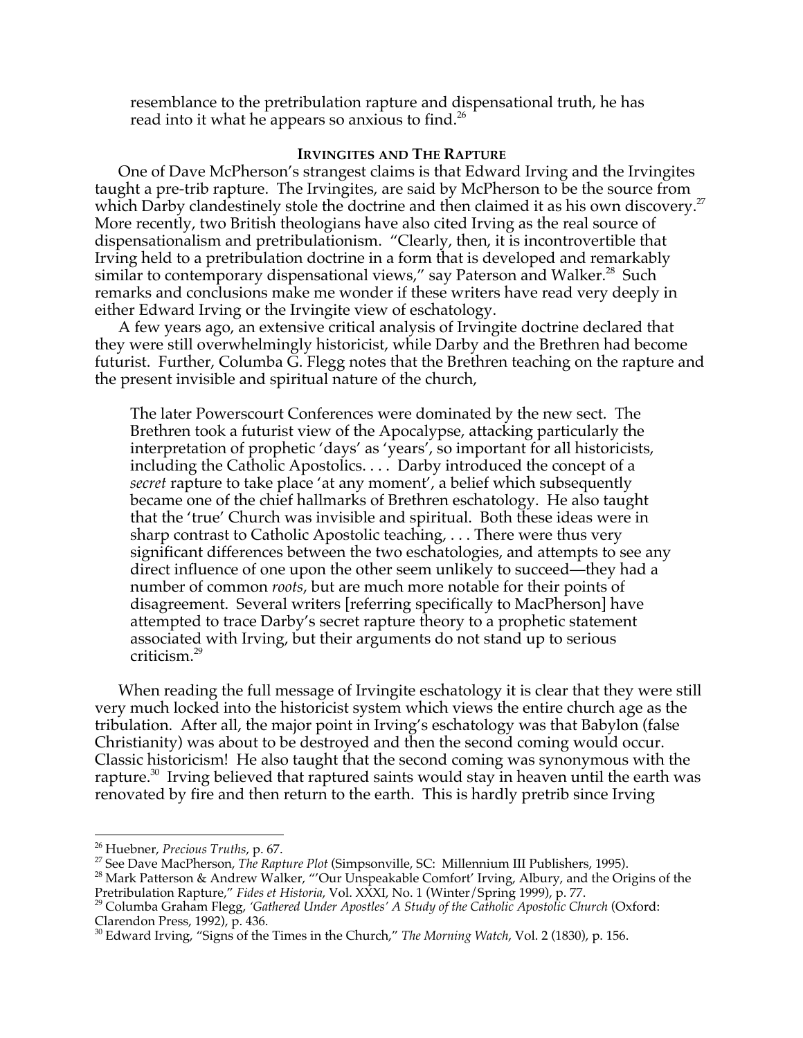resemblance to the pretribulation rapture and dispensational truth, he has read into it what he appears so anxious to find.[26]

### IRVINGITES AND THE RAPTURE

One of Dave McPherson's strangest claims is that Edward Irving and the Irvingites taught a pre-trib rapture. The Irvingites, are said by McPherson to be the source from which Darby clandestinely stole the doctrine and then claimed it as his own discovery.[27] More recently, two British theologians have also cited Irving as the real source of dispensationalism and pretribulationism. "Clearly, then, it is incontrovertible that Irving held to a pretribulation doctrine in a form that is developed and remarkably similar to contemporary dispensational views," say Paterson and Walker.[28] Such remarks and conclusions make me wonder if these writers have read very deeply in either Edward Irving or the Irvingite view of eschatology.

A few years ago, an extensive critical analysis of Irvingite doctrine declared that they were still overwhelmingly historicist, while Darby and the Brethren had become futurist. Further, Columba G. Flegg notes that the Brethren teaching on the rapture and the present invisible and spiritual nature of the church,

> The later Powerscourt Conferences were dominated by the new sect. The Brethren took a futurist view of the Apocalypse, attacking particularly the interpretation of prophetic 'days' as 'years', so important for all historicists, including the Catholic Apostolics. . . . Darby introduced the concept of a *secret* rapture to take place 'at any moment', a belief which subsequently became one of the chief hallmarks of Brethren eschatology. He also taught that the 'true' Church was invisible and spiritual. Both these ideas were in sharp contrast to Catholic Apostolic teaching, . . . There were thus very significant differences between the two eschatologies, and attempts to see any direct influence of one upon the other seem unlikely to succeed—they had a number of common *roots*, but are much more notable for their points of disagreement. Several writers [referring specifically to MacPherson] have attempted to trace Darby's secret rapture theory to a prophetic statement associated with Irving, but their arguments do not stand up to serious criticism.[29]

When reading the full message of Irvingite eschatology it is clear that they were still very much locked into the historicist system which views the entire church age as the tribulation. After all, the major point in Irving's eschatology was that Babylon (false Christianity) was about to be destroyed and then the second coming would occur. Classic historicism! He also taught that the second coming was synonymous with the rapture.[30] Irving believed that raptured saints would stay in heaven until the earth was renovated by fire and then return to the earth. This is hardly pretrib since Irving

---

[26] Huebner, *Precious Truths*, p. 67.

[27] See Dave MacPherson, *The Rapture Plot* (Simpsonville, SC: Millennium III Publishers, 1995).

[28] Mark Patterson & Andrew Walker, "'Our Unspeakable Comfort' Irving, Albury, and the Origins of the Pretribulation Rapture," *Fides et Historia*, Vol. XXXI, No. 1 (Winter/Spring 1999), p. 77.

[29] Columba Graham Flegg, *'Gathered Under Apostles' A Study of the Catholic Apostolic Church* (Oxford: Clarendon Press, 1992), p. 436.

[30] Edward Irving, "Signs of the Times in the Church," *The Morning Watch*, Vol. 2 (1830), p. 156.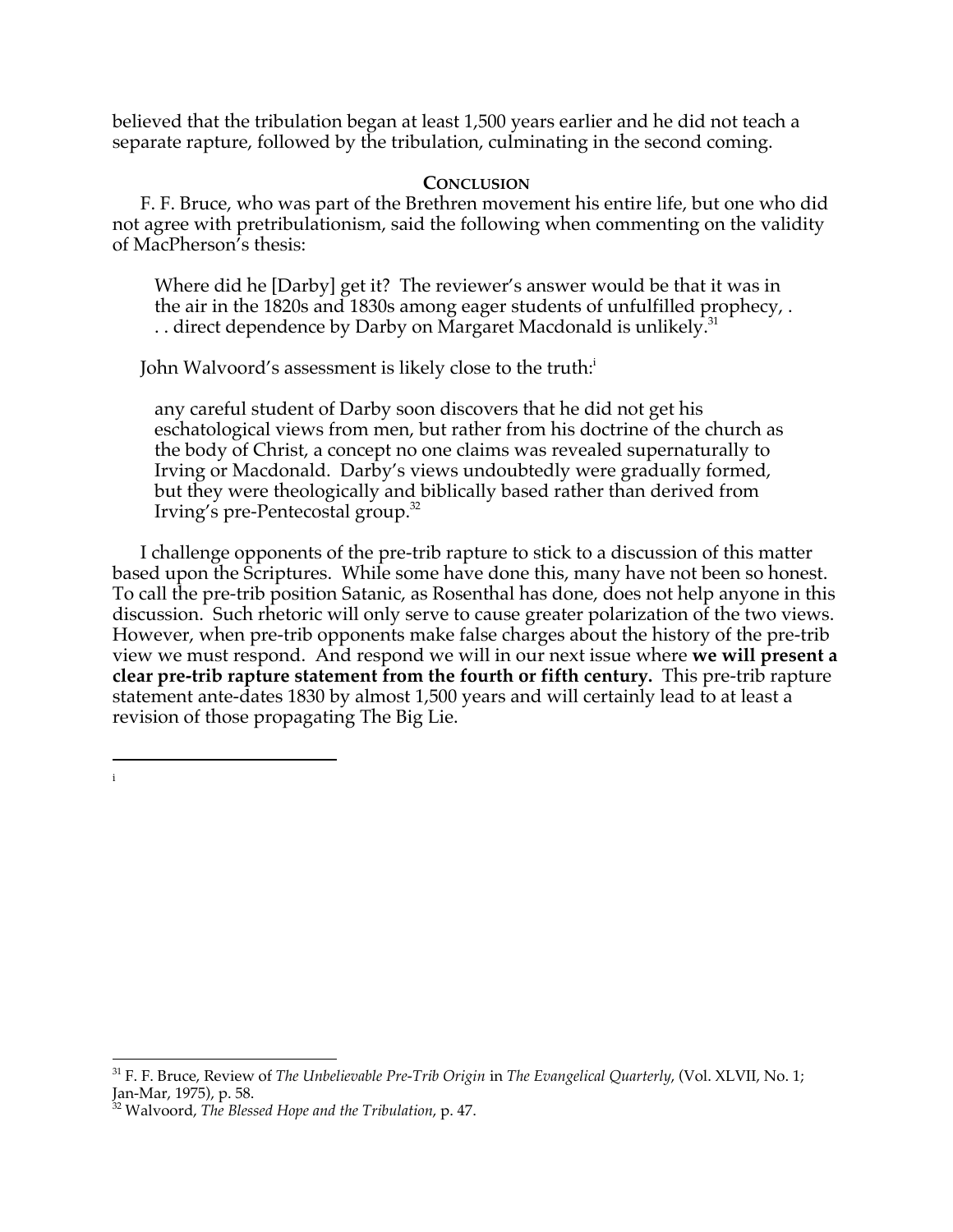believed that the tribulation began at least 1,500 years earlier and he did not teach a separate rapture, followed by the tribulation, culminating in the second coming.

## CONCLUSION

F. F. Bruce, who was part of the Brethren movement his entire life, but one who did not agree with pretribulationism, said the following when commenting on the validity of MacPherson's thesis:

> Where did he [Darby] get it? The reviewer's answer would be that it was in the air in the 1820s and 1830s among eager students of unfulfilled prophecy, . . . direct dependence by Darby on Margaret Macdonald is unlikely.[31]

John Walvoord's assessment is likely close to the truth:[i]

> any careful student of Darby soon discovers that he did not get his eschatological views from men, but rather from his doctrine of the church as the body of Christ, a concept no one claims was revealed supernaturally to Irving or Macdonald. Darby's views undoubtedly were gradually formed, but they were theologically and biblically based rather than derived from Irving's pre-Pentecostal group.[32]

I challenge opponents of the pre-trib rapture to stick to a discussion of this matter based upon the Scriptures. While some have done this, many have not been so honest. To call the pre-trib position Satanic, as Rosenthal has done, does not help anyone in this discussion. Such rhetoric will only serve to cause greater polarization of the two views. However, when pre-trib opponents make false charges about the history of the pre-trib view we must respond. And respond we will in our next issue where **we will present a clear pre-trib rapture statement from the fourth or fifth century.** This pre-trib rapture statement ante-dates 1830 by almost 1,500 years and will certainly lead to at least a revision of those propagating The Big Lie.

---

i

---

[31] F. F. Bruce, Review of *The Unbelievable Pre-Trib Origin* in *The Evangelical Quarterly*, (Vol. XLVII, No. 1; Jan-Mar, 1975), p. 58.

[32] Walvoord, *The Blessed Hope and the Tribulation*, p. 47.